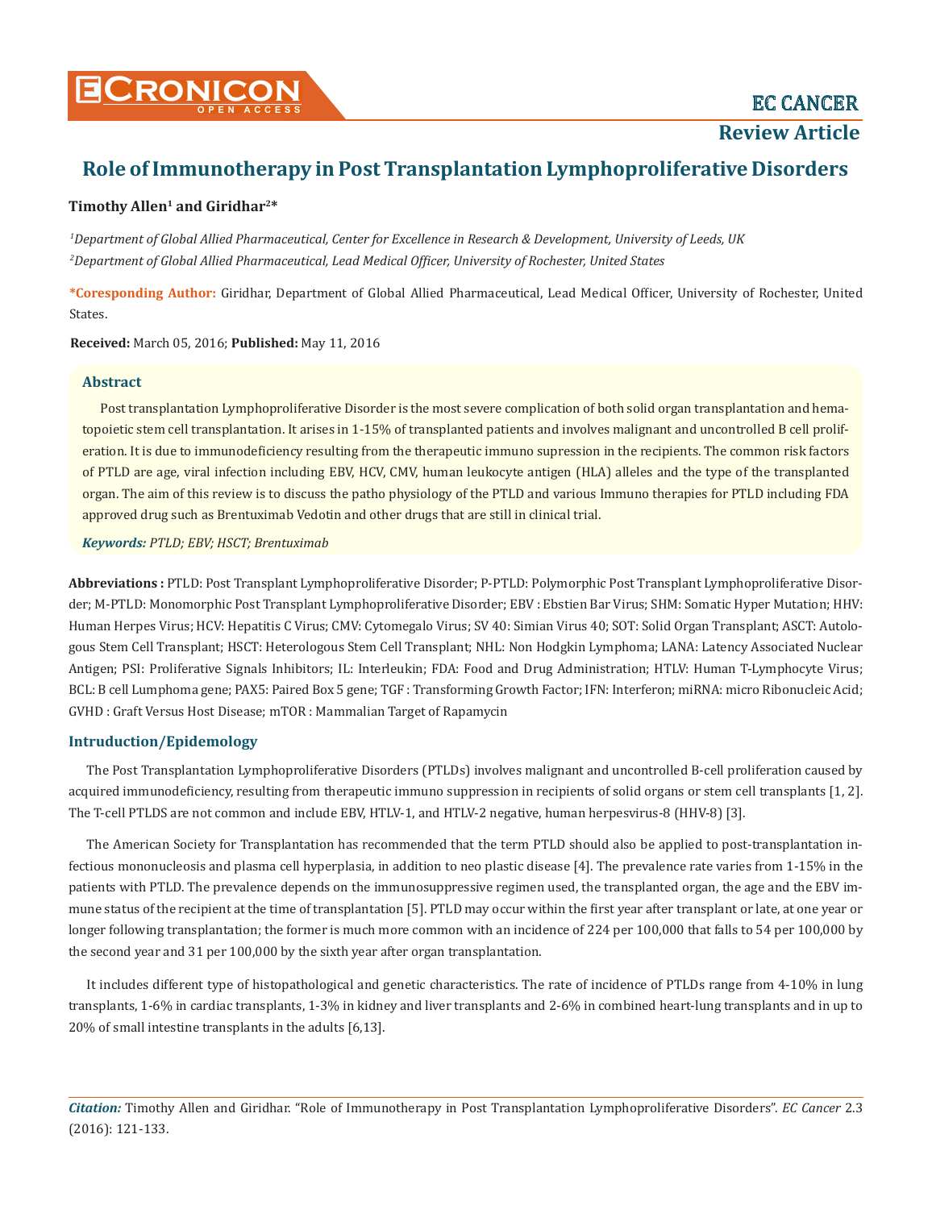# Role of Immunotherapy in Post Transplantation Lymphoproliferative Disorders

**Timothy Allen[1] and Giridhar[2]***

*[1]Department of Global Allied Pharmaceutical, Center for Excellence in Research & Development, University of Leeds, UK*

*[2]Department of Global Allied Pharmaceutical, Lead Medical Officer, University of Rochester, United States*

**\*Coresponding Author:** Giridhar, Department of Global Allied Pharmaceutical, Lead Medical Officer, University of Rochester, United States.

**Received:** March 05, 2016; **Published:** May 11, 2016

## Abstract

Post transplantation Lymphoproliferative Disorder is the most severe complication of both solid organ transplantation and hematopoietic stem cell transplantation. It arises in 1-15% of transplanted patients and involves malignant and uncontrolled B cell proliferation. It is due to immunodeficiency resulting from the therapeutic immuno supression in the recipients. The common risk factors of PTLD are age, viral infection including EBV, HCV, CMV, human leukocyte antigen (HLA) alleles and the type of the transplanted organ. The aim of this review is to discuss the patho physiology of the PTLD and various Immuno therapies for PTLD including FDA approved drug such as Brentuximab Vedotin and other drugs that are still in clinical trial.

***Keywords:** PTLD; EBV; HSCT; Brentuximab*

**Abbreviations :** PTLD: Post Transplant Lymphoproliferative Disorder; P-PTLD: Polymorphic Post Transplant Lymphoproliferative Disorder; M-PTLD: Monomorphic Post Transplant Lymphoproliferative Disorder; EBV : Ebstien Bar Virus; SHM: Somatic Hyper Mutation; HHV: Human Herpes Virus; HCV: Hepatitis C Virus; CMV: Cytomegalo Virus; SV 40: Simian Virus 40; SOT: Solid Organ Transplant; ASCT: Autologous Stem Cell Transplant; HSCT: Heterologous Stem Cell Transplant; NHL: Non Hodgkin Lymphoma; LANA: Latency Associated Nuclear Antigen; PSI: Proliferative Signals Inhibitors; IL: Interleukin; FDA: Food and Drug Administration; HTLV: Human T-Lymphocyte Virus; BCL: B cell Lumphoma gene; PAX5: Paired Box 5 gene; TGF : Transforming Growth Factor; IFN: Interferon; miRNA: micro Ribonucleic Acid; GVHD : Graft Versus Host Disease; mTOR : Mammalian Target of Rapamycin

## Intruduction/Epidemology

The Post Transplantation Lymphoproliferative Disorders (PTLDs) involves malignant and uncontrolled B-cell proliferation caused by acquired immunodeficiency, resulting from therapeutic immuno suppression in recipients of solid organs or stem cell transplants [1, 2]. The T-cell PTLDS are not common and include EBV, HTLV-1, and HTLV-2 negative, human herpesvirus-8 (HHV-8) [3].

The American Society for Transplantation has recommended that the term PTLD should also be applied to post-transplantation infectious mononucleosis and plasma cell hyperplasia, in addition to neo plastic disease [4]. The prevalence rate varies from 1-15% in the patients with PTLD. The prevalence depends on the immunosuppressive regimen used, the transplanted organ, the age and the EBV immune status of the recipient at the time of transplantation [5]. PTLD may occur within the first year after transplant or late, at one year or longer following transplantation; the former is much more common with an incidence of 224 per 100,000 that falls to 54 per 100,000 by the second year and 31 per 100,000 by the sixth year after organ transplantation.

It includes different type of histopathological and genetic characteristics. The rate of incidence of PTLDs range from 4-10% in lung transplants, 1-6% in cardiac transplants, 1-3% in kidney and liver transplants and 2-6% in combined heart-lung transplants and in up to 20% of small intestine transplants in the adults [6,13].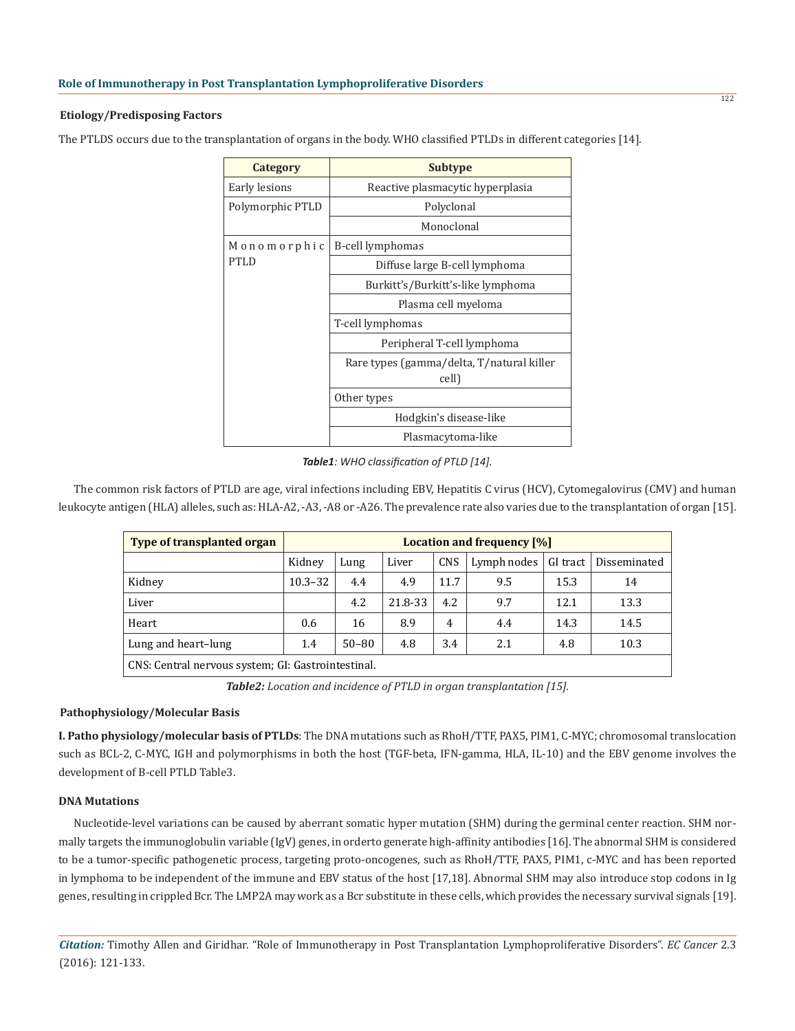### Etiology/Predisposing Factors

The PTLDS occurs due to the transplantation of organs in the body. WHO classified PTLDs in different categories [14].

| Category | Subtype |
|---|---|
| Early lesions | Reactive plasmacytic hyperplasia |
| Polymorphic PTLD | Polyclonal |
| | Monoclonal |
| Monomorphic PTLD | B-cell lymphomas |
| | Diffuse large B-cell lymphoma |
| | Burkitt's/Burkitt's-like lymphoma |
| | Plasma cell myeloma |
| | T-cell lymphomas |
| | Peripheral T-cell lymphoma |
| | Rare types (gamma/delta, T/natural killer cell) |
| | Other types |
| | Hodgkin's disease-like |
| | Plasmacytoma-like |

***Table1**: WHO classification of PTLD [14].*

The common risk factors of PTLD are age, viral infections including EBV, Hepatitis C virus (HCV), Cytomegalovirus (CMV) and human leukocyte antigen (HLA) alleles, such as: HLA-A2, -A3, -A8 or -A26. The prevalence rate also varies due to the transplantation of organ [15].

| Type of transplanted organ | Location and frequency [%] | | | | | | |
|---|---|---|---|---|---|---|---|
| | Kidney | Lung | Liver | CNS | Lymph nodes | GI tract | Disseminated |
| Kidney | 10.3–32 | 4.4 | 4.9 | 11.7 | 9.5 | 15.3 | 14 |
| Liver | | 4.2 | 21.8-33 | 4.2 | 9.7 | 12.1 | 13.3 |
| Heart | 0.6 | 16 | 8.9 | 4 | 4.4 | 14.3 | 14.5 |
| Lung and heart–lung | 1.4 | 50–80 | 4.8 | 3.4 | 2.1 | 4.8 | 10.3 |
| CNS: Central nervous system; GI: Gastrointestinal. | | | | | | | |

***Table2:** Location and incidence of PTLD in organ transplantation [15].*

### Pathophysiology/Molecular Basis

**I. Patho physiology/molecular basis of PTLDs**: The DNA mutations such as RhoH/TTF, PAX5, PIM1, C-MYC; chromosomal translocation such as BCL-2, C-MYC, IGH and polymorphisms in both the host (TGF-beta, IFN-gamma, HLA, IL-10) and the EBV genome involves the development of B-cell PTLD Table3.

#### DNA Mutations

Nucleotide-level variations can be caused by aberrant somatic hyper mutation (SHM) during the germinal center reaction. SHM normally targets the immunoglobulin variable (IgV) genes, in orderto generate high-affinity antibodies [16]. The abnormal SHM is considered to be a tumor-specific pathogenetic process, targeting proto-oncogenes, such as RhoH/TTF, PAX5, PIM1, c-MYC and has been reported in lymphoma to be independent of the immune and EBV status of the host [17,18]. Abnormal SHM may also introduce stop codons in Ig genes, resulting in crippled Bcr. The LMP2A may work as a Bcr substitute in these cells, which provides the necessary survival signals [19].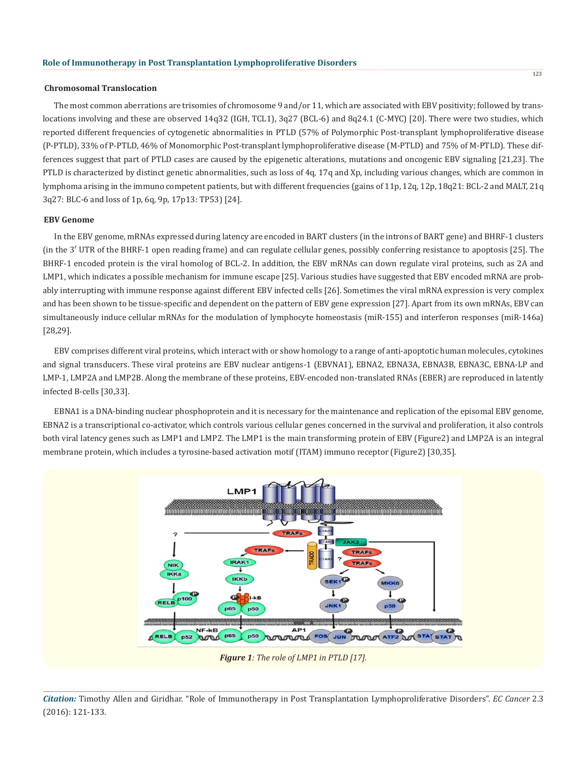### Chromosomal Translocation

The most common aberrations are trisomies of chromosome 9 and/or 11, which are associated with EBV positivity; followed by translocations involving and these are observed 14q32 (IGH, TCL1), 3q27 (BCL-6) and 8q24.1 (C-MYC) [20]. There were two studies, which reported different frequencies of cytogenetic abnormalities in PTLD (57% of Polymorphic Post-transplant lymphoproliferative disease (P-PTLD), 33% of P-PTLD, 46% of Monomorphic Post-transplant lymphoproliferative disease (M-PTLD) and 75% of M-PTLD). These differences suggest that part of PTLD cases are caused by the epigenetic alterations, mutations and oncogenic EBV signaling [21,23]. The PTLD is characterized by distinct genetic abnormalities, such as loss of 4q, 17q and Xp, including various changes, which are common in lymphoma arising in the immuno competent patients, but with different frequencies (gains of 11p, 12q, 12p, 18q21: BCL-2 and MALT, 21q 3q27: BLC-6 and loss of 1p, 6q, 9p, 17p13: TP53) [24].

### EBV Genome

In the EBV genome, mRNAs expressed during latency are encoded in BART clusters (in the introns of BART gene) and BHRF-1 clusters (in the 3′ UTR of the BHRF-1 open reading frame) and can regulate cellular genes, possibly conferring resistance to apoptosis [25]. The BHRF-1 encoded protein is the viral homolog of BCL-2. In addition, the EBV mRNAs can down regulate viral proteins, such as 2A and LMP1, which indicates a possible mechanism for immune escape [25]. Various studies have suggested that EBV encoded mRNA are probably interrupting with immune response against different EBV infected cells [26]. Sometimes the viral mRNA expression is very complex and has been shown to be tissue-specific and dependent on the pattern of EBV gene expression [27]. Apart from its own mRNAs, EBV can simultaneously induce cellular mRNAs for the modulation of lymphocyte homeostasis (miR-155) and interferon responses (miR-146a) [28,29].

EBV comprises different viral proteins, which interact with or show homology to a range of anti-apoptotic human molecules, cytokines and signal transducers. These viral proteins are EBV nuclear antigens-1 (EBVNA1), EBNA2, EBNA3A, EBNA3B, EBNA3C, EBNA-LP and LMP-1, LMP2A and LMP2B. Along the membrane of these proteins, EBV-encoded non-translated RNAs (EBER) are reproduced in latently infected B-cells [30,33].

EBNA1 is a DNA-binding nuclear phosphoprotein and it is necessary for the maintenance and replication of the episomal EBV genome, EBNA2 is a transcriptional co-activator, which controls various cellular genes concerned in the survival and proliferation, it also controls both viral latency genes such as LMP1 and LMP2. The LMP1 is the main transforming protein of EBV (Figure2) and LMP2A is an integral membrane protein, which includes a tyrosine-based activation motif (ITAM) immuno receptor (Figure2) [30,35].

***Figure 1****: The role of LMP1 in PTLD [17].*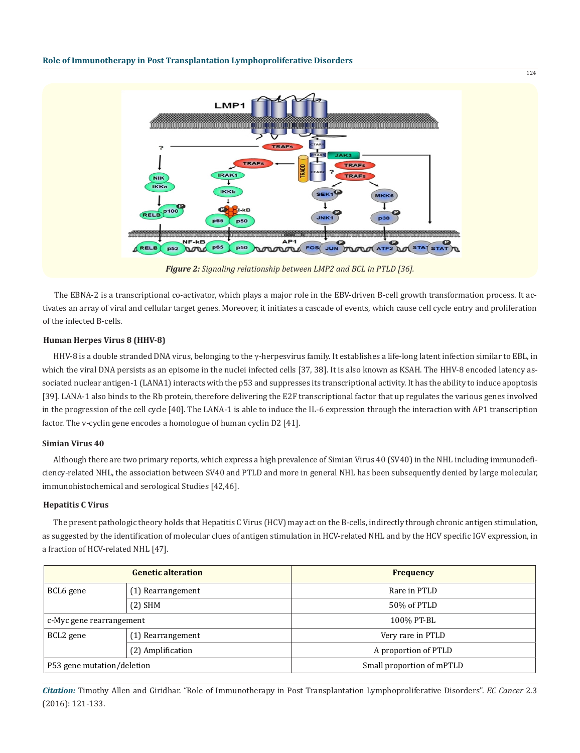*Figure 2: Signaling relationship between LMP2 and BCL in PTLD [36].*

The EBNA-2 is a transcriptional co-activator, which plays a major role in the EBV-driven B-cell growth transformation process. It activates an array of viral and cellular target genes. Moreover, it initiates a cascade of events, which cause cell cycle entry and proliferation of the infected B-cells.

### Human Herpes Virus 8 (HHV-8)

HHV-8 is a double stranded DNA virus, belonging to the γ-herpesvirus family. It establishes a life-long latent infection similar to EBL, in which the viral DNA persists as an episome in the nuclei infected cells [37, 38]. It is also known as KSAH. The HHV-8 encoded latency associated nuclear antigen-1 (LANA1) interacts with the p53 and suppresses its transcriptional activity. It has the ability to induce apoptosis [39]. LANA-1 also binds to the Rb protein, therefore delivering the E2F transcriptional factor that up regulates the various genes involved in the progression of the cell cycle [40]. The LANA-1 is able to induce the IL-6 expression through the interaction with AP1 transcription factor. The v-cyclin gene encodes a homologue of human cyclin D2 [41].

### Simian Virus 40

Although there are two primary reports, which express a high prevalence of Simian Virus 40 (SV40) in the NHL including immunodeficiency-related NHL, the association between SV40 and PTLD and more in general NHL has been subsequently denied by large molecular, immunohistochemical and serological Studies [42,46].

### Hepatitis C Virus

The present pathologic theory holds that Hepatitis C Virus (HCV) may act on the B-cells, indirectly through chronic antigen stimulation, as suggested by the identification of molecular clues of antigen stimulation in HCV-related NHL and by the HCV specific IGV expression, in a fraction of HCV-related NHL [47].

| Genetic alteration | | Frequency |
|---|---|---|
| BCL6 gene | (1) Rearrangement | Rare in PTLD |
| | (2) SHM | 50% of PTLD |
| c-Myc gene rearrangement | | 100% PT-BL |
| BCL2 gene | (1) Rearrangement | Very rare in PTLD |
| | (2) Amplification | A proportion of PTLD |
| P53 gene mutation/deletion | | Small proportion of mPTLD |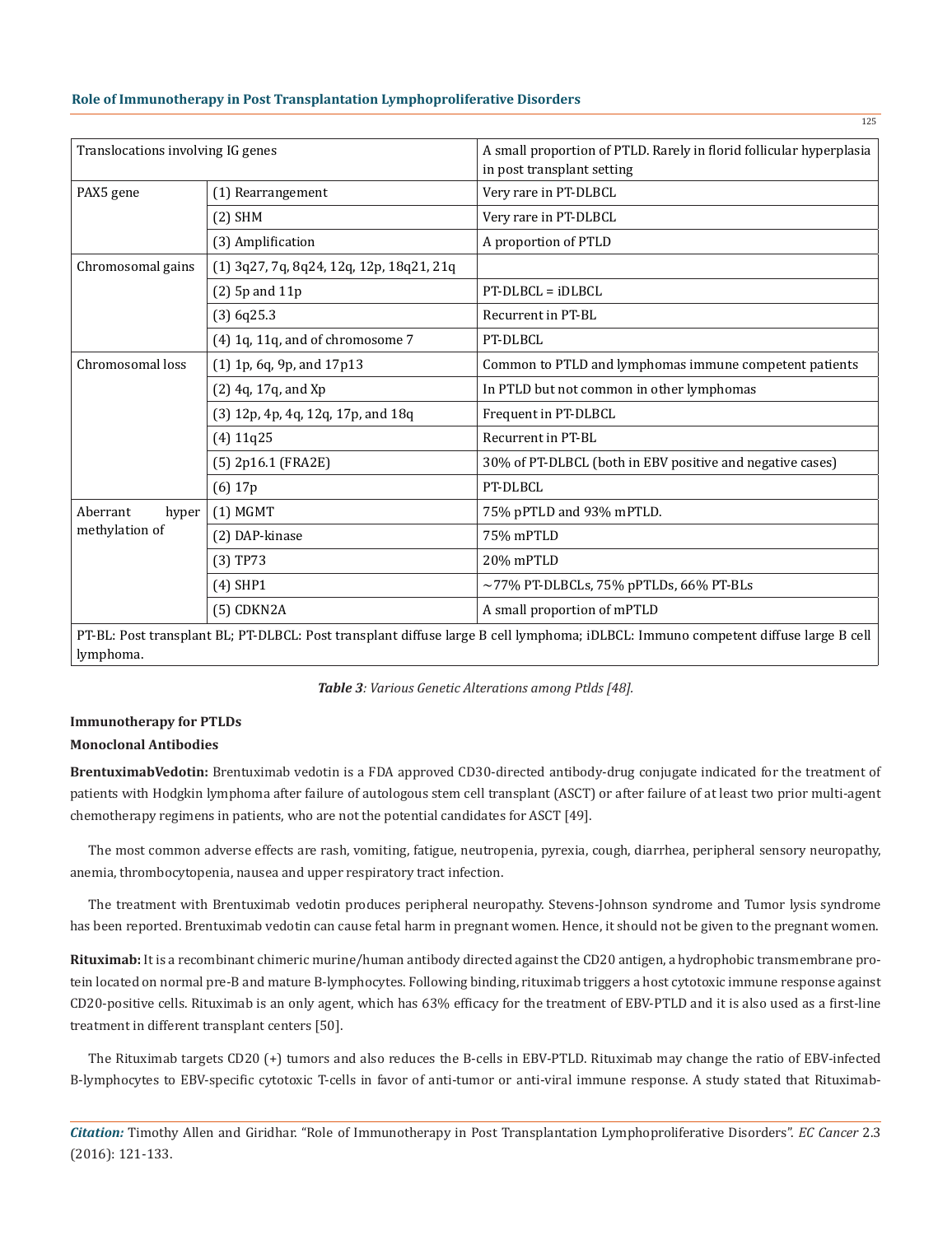| | | |
|---|---|---|
| Translocations involving IG genes | | A small proportion of PTLD. Rarely in florid follicular hyperplasia in post transplant setting |
| PAX5 gene | (1) Rearrangement | Very rare in PT-DLBCL |
| | (2) SHM | Very rare in PT-DLBCL |
| | (3) Amplification | A proportion of PTLD |
| Chromosomal gains | (1) 3q27, 7q, 8q24, 12q, 12p, 18q21, 21q | |
| | (2) 5p and 11p | PT-DLBCL = iDLBCL |
| | (3) 6q25.3 | Recurrent in PT-BL |
| | (4) 1q, 11q, and of chromosome 7 | PT-DLBCL |
| Chromosomal loss | (1) 1p, 6q, 9p, and 17p13 | Common to PTLD and lymphomas immune competent patients |
| | (2) 4q, 17q, and Xp | In PTLD but not common in other lymphomas |
| | (3) 12p, 4p, 4q, 12q, 17p, and 18q | Frequent in PT-DLBCL |
| | (4) 11q25 | Recurrent in PT-BL |
| | (5) 2p16.1 (FRA2E) | 30% of PT-DLBCL (both in EBV positive and negative cases) |
| | (6) 17p | PT-DLBCL |
| Aberrant hyper methylation of | (1) MGMT | 75% pPTLD and 93% mPTLD. |
| | (2) DAP-kinase | 75% mPTLD |
| | (3) TP73 | 20% mPTLD |
| | (4) SHP1 | ~77% PT-DLBCLs, 75% pPTLDs, 66% PT-BLs |
| | (5) CDKN2A | A small proportion of mPTLD |

PT-BL: Post transplant BL; PT-DLBCL: Post transplant diffuse large B cell lymphoma; iDLBCL: Immuno competent diffuse large B cell lymphoma.

***Table 3**: Various Genetic Alterations among Ptlds [48].*

### Immunotherapy for PTLDs

### Monoclonal Antibodies

**BrentuximabVedotin:** Brentuximab vedotin is a FDA approved CD30-directed antibody-drug conjugate indicated for the treatment of patients with Hodgkin lymphoma after failure of autologous stem cell transplant (ASCT) or after failure of at least two prior multi-agent chemotherapy regimens in patients, who are not the potential candidates for ASCT [49].

The most common adverse effects are rash, vomiting, fatigue, neutropenia, pyrexia, cough, diarrhea, peripheral sensory neuropathy, anemia, thrombocytopenia, nausea and upper respiratory tract infection.

The treatment with Brentuximab vedotin produces peripheral neuropathy. Stevens-Johnson syndrome and Tumor lysis syndrome has been reported. Brentuximab vedotin can cause fetal harm in pregnant women. Hence, it should not be given to the pregnant women.

**Rituximab:** It is a recombinant chimeric murine/human antibody directed against the CD20 antigen, a hydrophobic transmembrane protein located on normal pre-B and mature B-lymphocytes. Following binding, rituximab triggers a host cytotoxic immune response against CD20-positive cells. Rituximab is an only agent, which has 63% efficacy for the treatment of EBV-PTLD and it is also used as a first-line treatment in different transplant centers [50].

The Rituximab targets CD20 (+) tumors and also reduces the B-cells in EBV-PTLD. Rituximab may change the ratio of EBV-infected B-lymphocytes to EBV-specific cytotoxic T-cells in favor of anti-tumor or anti-viral immune response. A study stated that Rituximab-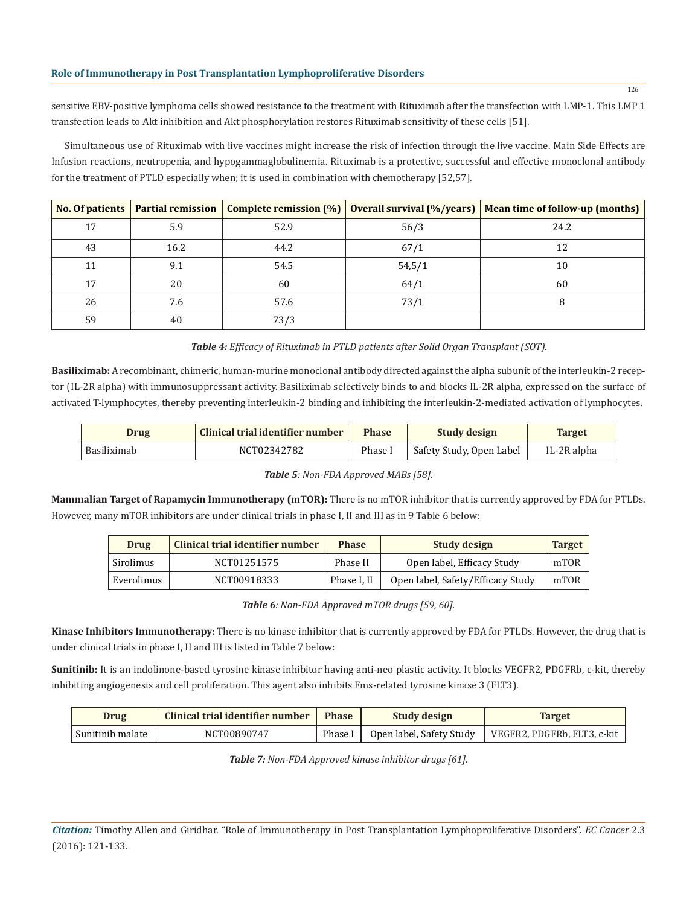sensitive EBV-positive lymphoma cells showed resistance to the treatment with Rituximab after the transfection with LMP-1. This LMP 1 transfection leads to Akt inhibition and Akt phosphorylation restores Rituximab sensitivity of these cells [51].

Simultaneous use of Rituximab with live vaccines might increase the risk of infection through the live vaccine. Main Side Effects are Infusion reactions, neutropenia, and hypogammaglobulinemia. Rituximab is a protective, successful and effective monoclonal antibody for the treatment of PTLD especially when; it is used in combination with chemotherapy [52,57].

| No. Of patients | Partial remission | Complete remission (%) | Overall survival (%/years) | Mean time of follow-up (months) |
|---|---|---|---|---|
| 17 | 5.9 | 52.9 | 56/3 | 24.2 |
| 43 | 16.2 | 44.2 | 67/1 | 12 |
| 11 | 9.1 | 54.5 | 54,5/1 | 10 |
| 17 | 20 | 60 | 64/1 | 60 |
| 26 | 7.6 | 57.6 | 73/1 | 8 |
| 59 | 40 | 73/3 | | |

***Table 4:*** *Efficacy of Rituximab in PTLD patients after Solid Organ Transplant (SOT).*

**Basiliximab:** A recombinant, chimeric, human-murine monoclonal antibody directed against the alpha subunit of the interleukin-2 receptor (IL-2R alpha) with immunosuppressant activity. Basiliximab selectively binds to and blocks IL-2R alpha, expressed on the surface of activated T-lymphocytes, thereby preventing interleukin-2 binding and inhibiting the interleukin-2-mediated activation of lymphocytes.

| Drug | Clinical trial identifier number | Phase | Study design | Target |
|---|---|---|---|---|
| Basiliximab | NCT02342782 | Phase I | Safety Study, Open Label | IL-2R alpha |

***Table 5****: Non-FDA Approved MABs [58].*

**Mammalian Target of Rapamycin Immunotherapy (mTOR):** There is no mTOR inhibitor that is currently approved by FDA for PTLDs. However, many mTOR inhibitors are under clinical trials in phase I, II and III as in 9 Table 6 below:

| Drug | Clinical trial identifier number | Phase | Study design | Target |
|---|---|---|---|---|
| Sirolimus | NCT01251575 | Phase II | Open label, Efficacy Study | mTOR |
| Everolimus | NCT00918333 | Phase I, II | Open label, Safety/Efficacy Study | mTOR |

***Table 6****: Non-FDA Approved mTOR drugs [59, 60].*

**Kinase Inhibitors Immunotherapy:** There is no kinase inhibitor that is currently approved by FDA for PTLDs. However, the drug that is under clinical trials in phase I, II and III is listed in Table 7 below:

**Sunitinib:** It is an indolinone-based tyrosine kinase inhibitor having anti-neo plastic activity. It blocks VEGFR2, PDGFRb, c-kit, thereby inhibiting angiogenesis and cell proliferation. This agent also inhibits Fms-related tyrosine kinase 3 (FLT3).

| Drug | Clinical trial identifier number | Phase | Study design | Target |
|---|---|---|---|---|
| Sunitinib malate | NCT00890747 | Phase I | Open label, Safety Study | VEGFR2, PDGFRb, FLT3, c-kit |

***Table 7:*** *Non-FDA Approved kinase inhibitor drugs [61].*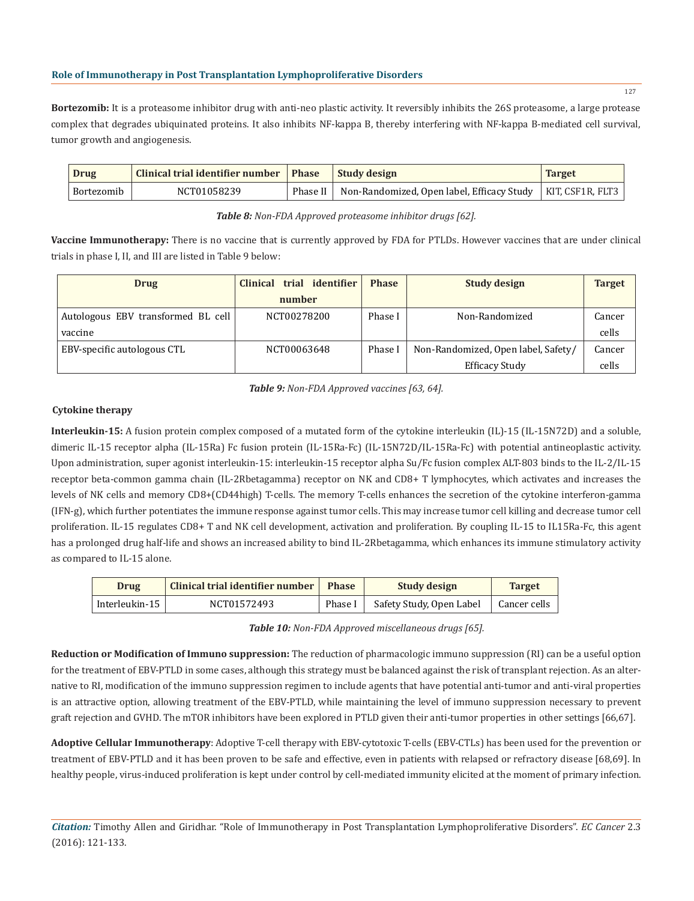**Bortezomib:** It is a proteasome inhibitor drug with anti-neo plastic activity. It reversibly inhibits the 26S proteasome, a large protease complex that degrades ubiquinated proteins. It also inhibits NF-kappa B, thereby interfering with NF-kappa B-mediated cell survival, tumor growth and angiogenesis.

| Drug | Clinical trial identifier number | Phase | Study design | Target |
|---|---|---|---|---|
| Bortezomib | NCT01058239 | Phase II | Non-Randomized, Open label, Efficacy Study | KIT, CSF1R, FLT3 |

***Table 8:*** *Non-FDA Approved proteasome inhibitor drugs [62].*

**Vaccine Immunotherapy:** There is no vaccine that is currently approved by FDA for PTLDs. However vaccines that are under clinical trials in phase I, II, and III are listed in Table 9 below:

| Drug | Clinical trial identifier number | Phase | Study design | Target |
|---|---|---|---|---|
| Autologous EBV transformed BL cell vaccine | NCT00278200 | Phase I | Non-Randomized | Cancer cells |
| EBV-specific autologous CTL | NCT00063648 | Phase I | Non-Randomized, Open label, Safety/ Efficacy Study | Cancer cells |

***Table 9:*** *Non-FDA Approved vaccines [63, 64].*

**Cytokine therapy**

**Interleukin-15:** A fusion protein complex composed of a mutated form of the cytokine interleukin (IL)-15 (IL-15N72D) and a soluble, dimeric IL-15 receptor alpha (IL-15Ra) Fc fusion protein (IL-15Ra-Fc) (IL-15N72D/IL-15Ra-Fc) with potential antineoplastic activity. Upon administration, super agonist interleukin-15: interleukin-15 receptor alpha Su/Fc fusion complex ALT-803 binds to the IL-2/IL-15 receptor beta-common gamma chain (IL-2Rbetagamma) receptor on NK and CD8+ T lymphocytes, which activates and increases the levels of NK cells and memory CD8+(CD44high) T-cells. The memory T-cells enhances the secretion of the cytokine interferon-gamma (IFN-g), which further potentiates the immune response against tumor cells. This may increase tumor cell killing and decrease tumor cell proliferation. IL-15 regulates CD8+ T and NK cell development, activation and proliferation. By coupling IL-15 to IL15Ra-Fc, this agent has a prolonged drug half-life and shows an increased ability to bind IL-2Rbetagamma, which enhances its immune stimulatory activity as compared to IL-15 alone.

| Drug | Clinical trial identifier number | Phase | Study design | Target |
|---|---|---|---|---|
| Interleukin-15 | NCT01572493 | Phase I | Safety Study, Open Label | Cancer cells |

***Table 10:*** *Non-FDA Approved miscellaneous drugs [65].*

**Reduction or Modification of Immuno suppression:** The reduction of pharmacologic immuno suppression (RI) can be a useful option for the treatment of EBV-PTLD in some cases, although this strategy must be balanced against the risk of transplant rejection. As an alternative to RI, modification of the immuno suppression regimen to include agents that have potential anti-tumor and anti-viral properties is an attractive option, allowing treatment of the EBV-PTLD, while maintaining the level of immuno suppression necessary to prevent graft rejection and GVHD. The mTOR inhibitors have been explored in PTLD given their anti-tumor properties in other settings [66,67].

**Adoptive Cellular Immunotherapy**: Adoptive T-cell therapy with EBV-cytotoxic T-cells (EBV-CTLs) has been used for the prevention or treatment of EBV-PTLD and it has been proven to be safe and effective, even in patients with relapsed or refractory disease [68,69]. In healthy people, virus-induced proliferation is kept under control by cell-mediated immunity elicited at the moment of primary infection.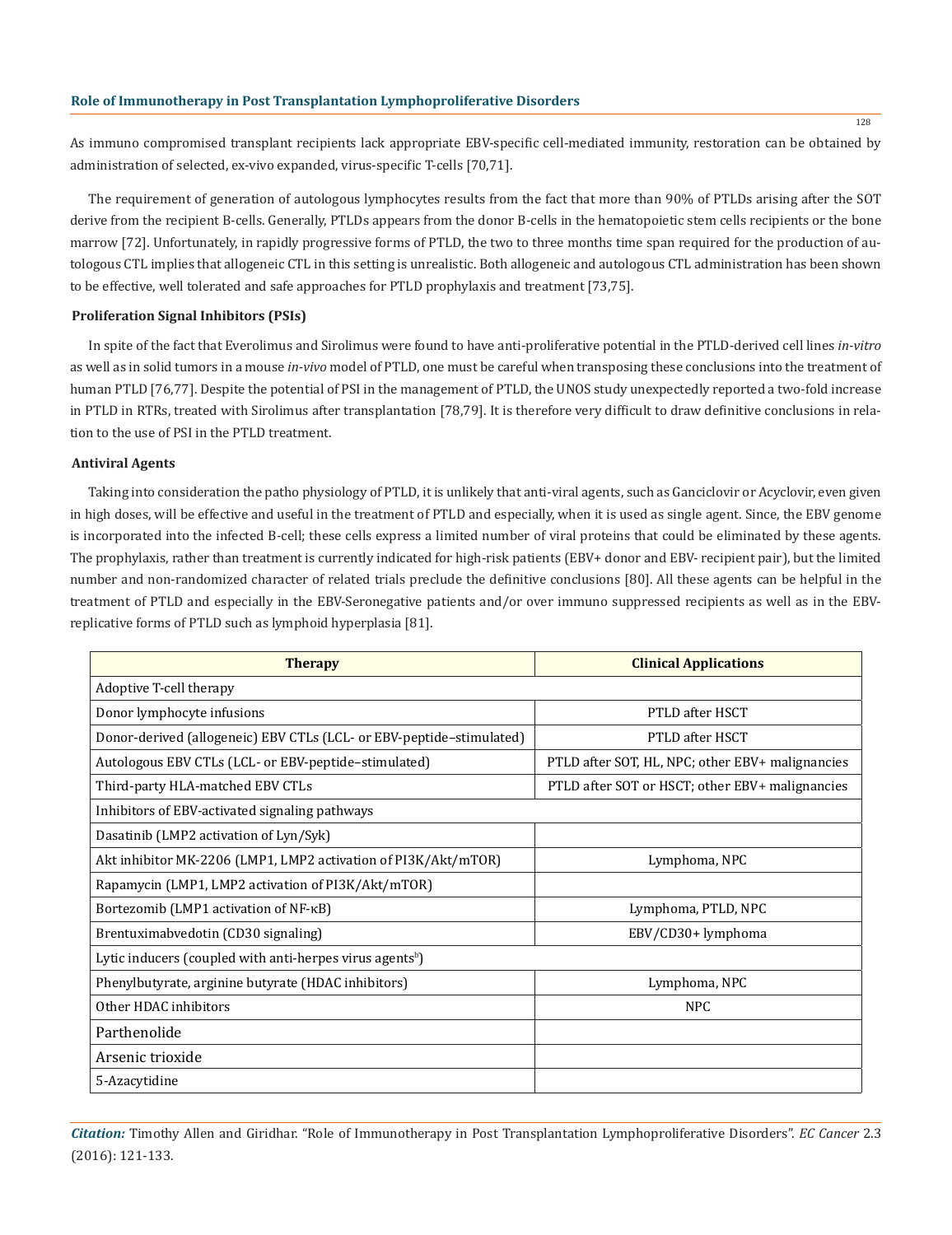As immuno compromised transplant recipients lack appropriate EBV-specific cell-mediated immunity, restoration can be obtained by administration of selected, ex-vivo expanded, virus-specific T-cells [70,71].

The requirement of generation of autologous lymphocytes results from the fact that more than 90% of PTLDs arising after the SOT derive from the recipient B-cells. Generally, PTLDs appears from the donor B-cells in the hematopoietic stem cells recipients or the bone marrow [72]. Unfortunately, in rapidly progressive forms of PTLD, the two to three months time span required for the production of autologous CTL implies that allogeneic CTL in this setting is unrealistic. Both allogeneic and autologous CTL administration has been shown to be effective, well tolerated and safe approaches for PTLD prophylaxis and treatment [73,75].

### Proliferation Signal Inhibitors (PSIs)

In spite of the fact that Everolimus and Sirolimus were found to have anti-proliferative potential in the PTLD-derived cell lines *in-vitro* as well as in solid tumors in a mouse *in-vivo* model of PTLD, one must be careful when transposing these conclusions into the treatment of human PTLD [76,77]. Despite the potential of PSI in the management of PTLD, the UNOS study unexpectedly reported a two-fold increase in PTLD in RTRs, treated with Sirolimus after transplantation [78,79]. It is therefore very difficult to draw definitive conclusions in relation to the use of PSI in the PTLD treatment.

### Antiviral Agents

Taking into consideration the patho physiology of PTLD, it is unlikely that anti-viral agents, such as Ganciclovir or Acyclovir, even given in high doses, will be effective and useful in the treatment of PTLD and especially, when it is used as single agent. Since, the EBV genome is incorporated into the infected B-cell; these cells express a limited number of viral proteins that could be eliminated by these agents. The prophylaxis, rather than treatment is currently indicated for high-risk patients (EBV+ donor and EBV- recipient pair), but the limited number and non-randomized character of related trials preclude the definitive conclusions [80]. All these agents can be helpful in the treatment of PTLD and especially in the EBV-Seronegative patients and/or over immuno suppressed recipients as well as in the EBV-replicative forms of PTLD such as lymphoid hyperplasia [81].

| Therapy | Clinical Applications |
|---|---|
| Adoptive T-cell therapy | |
| Donor lymphocyte infusions | PTLD after HSCT |
| Donor-derived (allogeneic) EBV CTLs (LCL- or EBV-peptide–stimulated) | PTLD after HSCT |
| Autologous EBV CTLs (LCL- or EBV-peptide–stimulated) | PTLD after SOT, HL, NPC; other EBV+ malignancies |
| Third-party HLA-matched EBV CTLs | PTLD after SOT or HSCT; other EBV+ malignancies |
| Inhibitors of EBV-activated signaling pathways | |
| Dasatinib (LMP2 activation of Lyn/Syk) | |
| Akt inhibitor MK-2206 (LMP1, LMP2 activation of PI3K/Akt/mTOR) | Lymphoma, NPC |
| Rapamycin (LMP1, LMP2 activation of PI3K/Akt/mTOR) | |
| Bortezomib (LMP1 activation of NF-κB) | Lymphoma, PTLD, NPC |
| Brentuximabvedotin (CD30 signaling) | EBV/CD30+ lymphoma |
| Lytic inducers (coupled with anti-herpes virus agents[b]) | |
| Phenylbutyrate, arginine butyrate (HDAC inhibitors) | Lymphoma, NPC |
| Other HDAC inhibitors | NPC |
| Parthenolide | |
| Arsenic trioxide | |
| 5-Azacytidine | |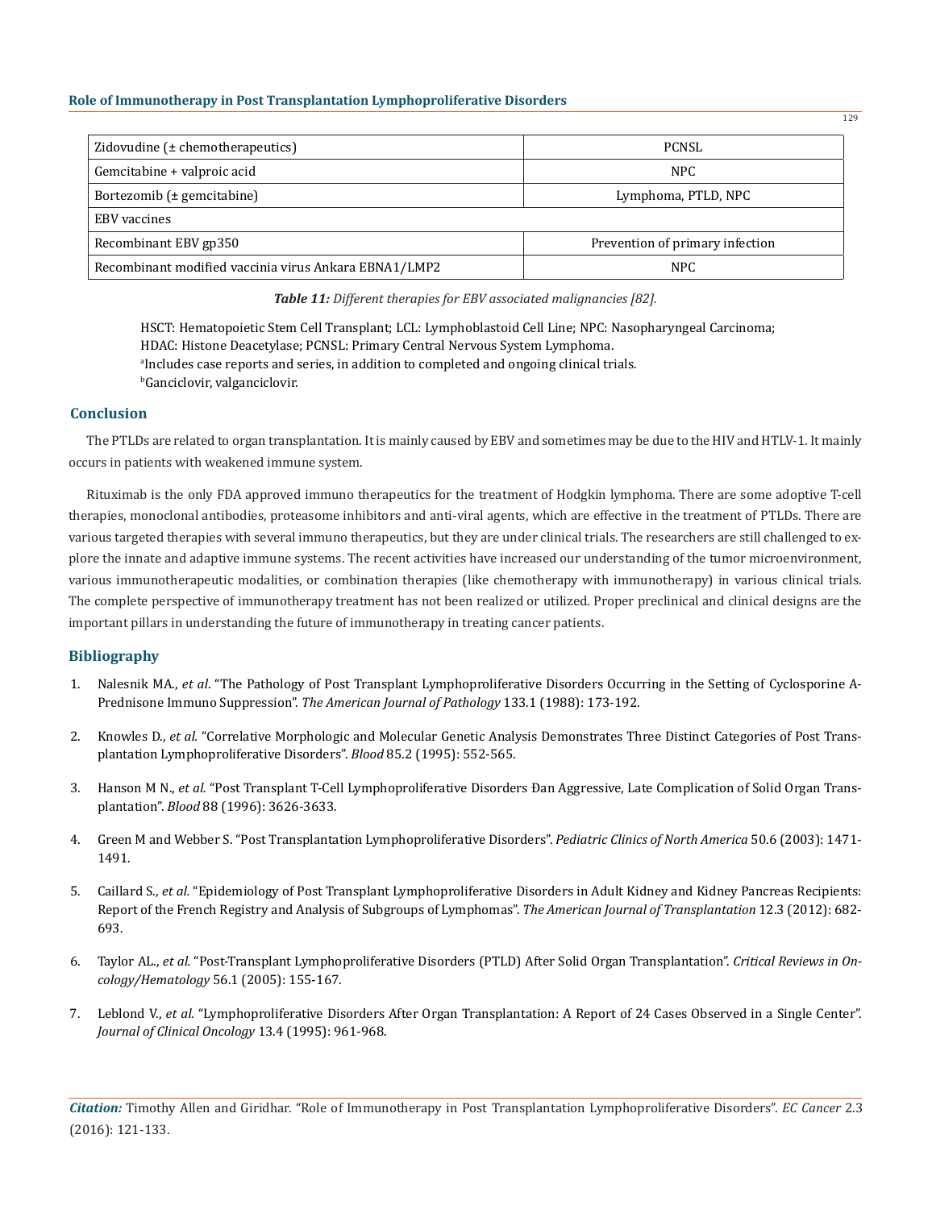| Zidovudine (± chemotherapeutics) | PCNSL |
|---|---|
| Gemcitabine + valproic acid | NPC |
| Bortezomib (± gemcitabine) | Lymphoma, PTLD, NPC |
| EBV vaccines | |
| Recombinant EBV gp350 | Prevention of primary infection |
| Recombinant modified vaccinia virus Ankara EBNA1/LMP2 | NPC |

***Table 11:*** *Different therapies for EBV associated malignancies [82].*

HSCT: Hematopoietic Stem Cell Transplant; LCL: Lymphoblastoid Cell Line; NPC: Nasopharyngeal Carcinoma; HDAC: Histone Deacetylase; PCNSL: Primary Central Nervous System Lymphoma.
[a]Includes case reports and series, in addition to completed and ongoing clinical trials.
[b]Ganciclovir, valganciclovir.

## Conclusion

The PTLDs are related to organ transplantation. It is mainly caused by EBV and sometimes may be due to the HIV and HTLV-1. It mainly occurs in patients with weakened immune system.

Rituximab is the only FDA approved immuno therapeutics for the treatment of Hodgkin lymphoma. There are some adoptive T-cell therapies, monoclonal antibodies, proteasome inhibitors and anti-viral agents, which are effective in the treatment of PTLDs. There are various targeted therapies with several immuno therapeutics, but they are under clinical trials. The researchers are still challenged to explore the innate and adaptive immune systems. The recent activities have increased our understanding of the tumor microenvironment, various immunotherapeutic modalities, or combination therapies (like chemotherapy with immunotherapy) in various clinical trials. The complete perspective of immunotherapy treatment has not been realized or utilized. Proper preclinical and clinical designs are the important pillars in understanding the future of immunotherapy in treating cancer patients.

## Bibliography

1. Nalesnik MA., *et al.* "The Pathology of Post Transplant Lymphoproliferative Disorders Occurring in the Setting of Cyclosporine A-Prednisone Immuno Suppression". *The American Journal of Pathology* 133.1 (1988): 173-192.
2. Knowles D., *et al.* "Correlative Morphologic and Molecular Genetic Analysis Demonstrates Three Distinct Categories of Post Transplantation Lymphoproliferative Disorders". *Blood* 85.2 (1995): 552-565.
3. Hanson M N., *et al.* "Post Transplant T-Cell Lymphoproliferative Disorders Đan Aggressive, Late Complication of Solid Organ Transplantation". *Blood* 88 (1996): 3626-3633.
4. Green M and Webber S. "Post Transplantation Lymphoproliferative Disorders". *Pediatric Clinics of North America* 50.6 (2003): 1471-1491.
5. Caillard S., *et al.* "Epidemiology of Post Transplant Lymphoproliferative Disorders in Adult Kidney and Kidney Pancreas Recipients: Report of the French Registry and Analysis of Subgroups of Lymphomas". *The American Journal of Transplantation* 12.3 (2012): 682-693.
6. Taylor AL., *et al.* "Post-Transplant Lymphoproliferative Disorders (PTLD) After Solid Organ Transplantation". *Critical Reviews in Oncology/Hematology* 56.1 (2005): 155-167.
7. Leblond V., *et al.* "Lymphoproliferative Disorders After Organ Transplantation: A Report of 24 Cases Observed in a Single Center". *Journal of Clinical Oncology* 13.4 (1995): 961-968.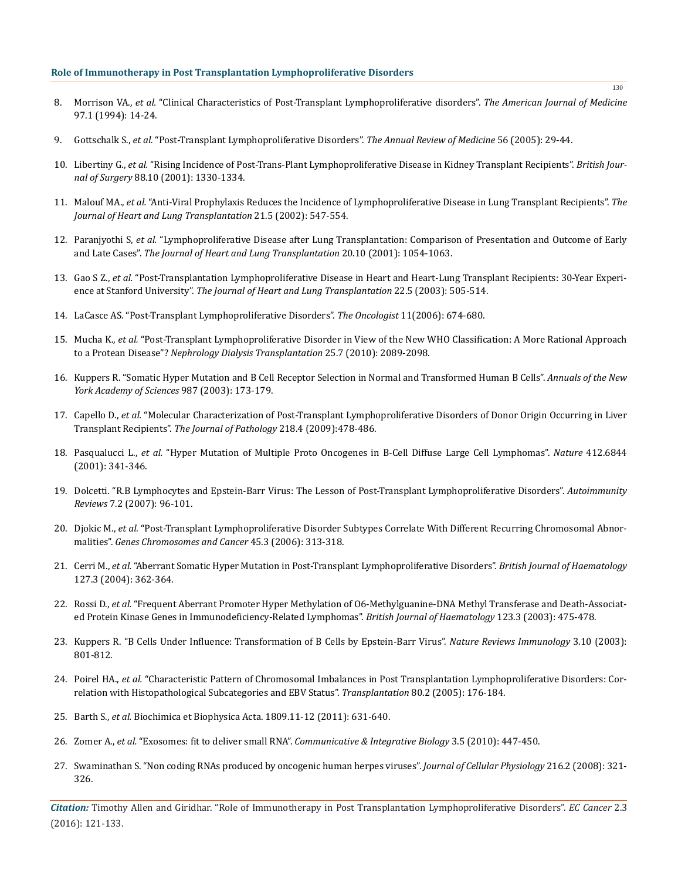8. Morrison VA., *et al.* "Clinical Characteristics of Post-Transplant Lymphoproliferative disorders". *The American Journal of Medicine* 97.1 (1994): 14-24.

9. Gottschalk S., *et al.* "Post-Transplant Lymphoproliferative Disorders". *The Annual Review of Medicine* 56 (2005): 29-44.

10. Libertiny G., *et al.* "Rising Incidence of Post-Trans-Plant Lymphoproliferative Disease in Kidney Transplant Recipients". *British Journal of Surgery* 88.10 (2001): 1330-1334.

11. Malouf MA., *et al.* "Anti-Viral Prophylaxis Reduces the Incidence of Lymphoproliferative Disease in Lung Transplant Recipients". *The Journal of Heart and Lung Transplantation* 21.5 (2002): 547-554.

12. Paranjyothi S, *et al.* "Lymphoproliferative Disease after Lung Transplantation: Comparison of Presentation and Outcome of Early and Late Cases". *The Journal of Heart and Lung Transplantation* 20.10 (2001): 1054-1063.

13. Gao S Z., *et al.* "Post-Transplantation Lymphoproliferative Disease in Heart and Heart-Lung Transplant Recipients: 30-Year Experience at Stanford University". *The Journal of Heart and Lung Transplantation* 22.5 (2003): 505-514.

14. LaCasce AS. "Post-Transplant Lymphoproliferative Disorders". *The Oncologist* 11(2006): 674-680.

15. Mucha K., *et al.* "Post-Transplant Lymphoproliferative Disorder in View of the New WHO Classification: A More Rational Approach to a Protean Disease"? *Nephrology Dialysis Transplantation* 25.7 (2010): 2089-2098.

16. Kuppers R. "Somatic Hyper Mutation and B Cell Receptor Selection in Normal and Transformed Human B Cells". *Annuals of the New York Academy of Sciences* 987 (2003): 173-179.

17. Capello D., *et al.* "Molecular Characterization of Post-Transplant Lymphoproliferative Disorders of Donor Origin Occurring in Liver Transplant Recipients". *The Journal of Pathology* 218.4 (2009):478-486.

18. Pasqualucci L., *et al.* "Hyper Mutation of Multiple Proto Oncogenes in B-Cell Diffuse Large Cell Lymphomas". *Nature* 412.6844 (2001): 341-346.

19. Dolcetti. "R.B Lymphocytes and Epstein-Barr Virus: The Lesson of Post-Transplant Lymphoproliferative Disorders". *Autoimmunity Reviews* 7.2 (2007): 96-101.

20. Djokic M., *et al.* "Post-Transplant Lymphoproliferative Disorder Subtypes Correlate With Different Recurring Chromosomal Abnormalities". *Genes Chromosomes and Cancer* 45.3 (2006): 313-318.

21. Cerri M., *et al.* "Aberrant Somatic Hyper Mutation in Post-Transplant Lymphoproliferative Disorders". *British Journal of Haematology* 127.3 (2004): 362-364.

22. Rossi D., *et al.* "Frequent Aberrant Promoter Hyper Methylation of O6-Methylguanine-DNA Methyl Transferase and Death-Associated Protein Kinase Genes in Immunodeficiency-Related Lymphomas". *British Journal of Haematology* 123.3 (2003): 475-478.

23. Kuppers R. "B Cells Under Influence: Transformation of B Cells by Epstein-Barr Virus". *Nature Reviews Immunology* 3.10 (2003): 801-812.

24. Poirel HA., *et al.* "Characteristic Pattern of Chromosomal Imbalances in Post Transplantation Lymphoproliferative Disorders: Correlation with Histopathological Subcategories and EBV Status". *Transplantation* 80.2 (2005): 176-184.

25. Barth S., *et al.* Biochimica et Biophysica Acta. 1809.11-12 (2011): 631-640.

26. Zomer A., *et al.* "Exosomes: fit to deliver small RNA". *Communicative & Integrative Biology* 3.5 (2010): 447-450.

27. Swaminathan S. "Non coding RNAs produced by oncogenic human herpes viruses". *Journal of Cellular Physiology* 216.2 (2008): 321-326.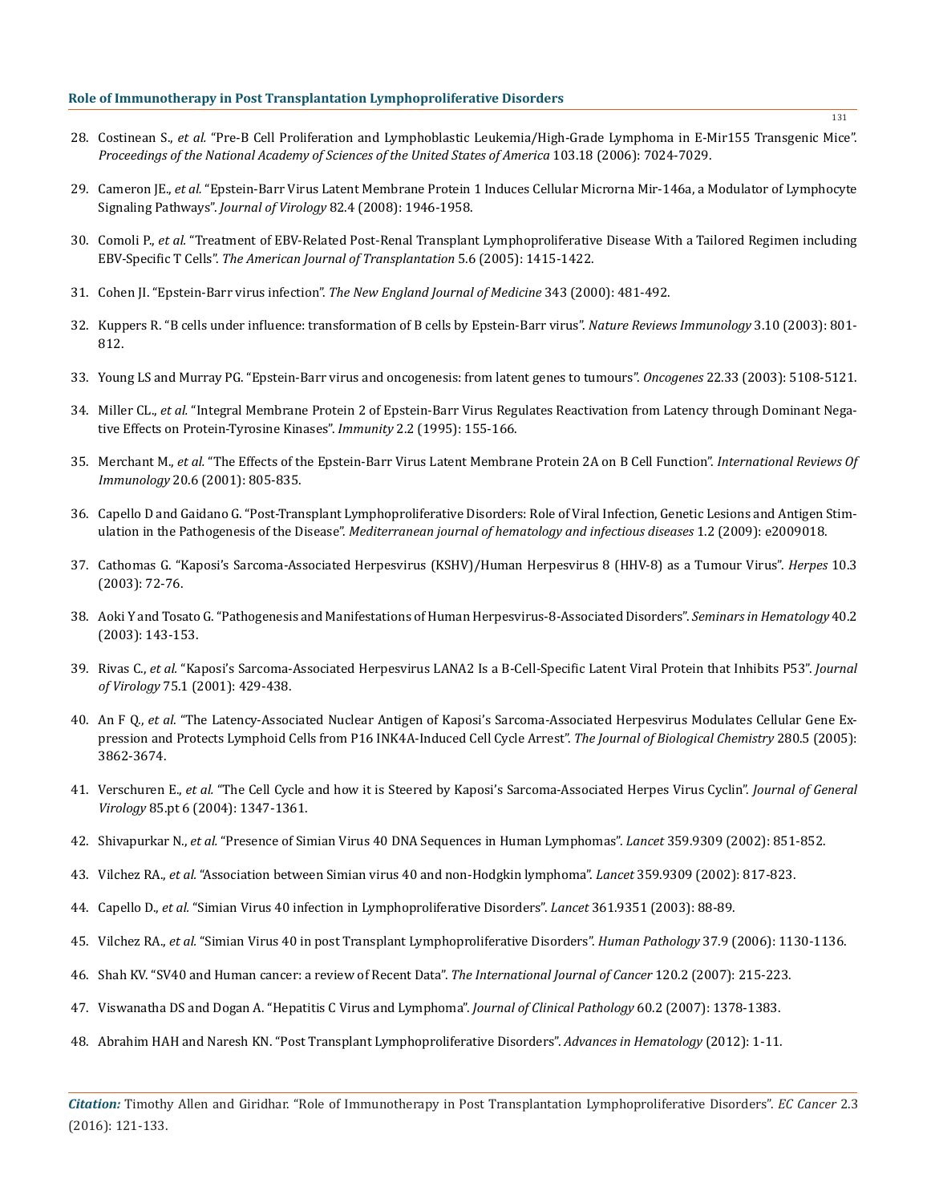28. Costinean S., *et al.* "Pre-B Cell Proliferation and Lymphoblastic Leukemia/High-Grade Lymphoma in E-Mir155 Transgenic Mice". *Proceedings of the National Academy of Sciences of the United States of America* 103.18 (2006): 7024-7029.

29. Cameron JE., *et al.* "Epstein-Barr Virus Latent Membrane Protein 1 Induces Cellular Microrna Mir-146a, a Modulator of Lymphocyte Signaling Pathways". *Journal of Virology* 82.4 (2008): 1946-1958.

30. Comoli P., *et al.* "Treatment of EBV-Related Post-Renal Transplant Lymphoproliferative Disease With a Tailored Regimen including EBV-Specific T Cells". *The American Journal of Transplantation* 5.6 (2005): 1415-1422.

31. Cohen JI. "Epstein-Barr virus infection". *The New England Journal of Medicine* 343 (2000): 481-492.

32. Kuppers R. "B cells under influence: transformation of B cells by Epstein-Barr virus". *Nature Reviews Immunology* 3.10 (2003): 801-812.

33. Young LS and Murray PG. "Epstein-Barr virus and oncogenesis: from latent genes to tumours". *Oncogenes* 22.33 (2003): 5108-5121.

34. Miller CL., *et al.* "Integral Membrane Protein 2 of Epstein-Barr Virus Regulates Reactivation from Latency through Dominant Negative Effects on Protein-Tyrosine Kinases". *Immunity* 2.2 (1995): 155-166.

35. Merchant M., *et al.* "The Effects of the Epstein-Barr Virus Latent Membrane Protein 2A on B Cell Function". *International Reviews Of Immunology* 20.6 (2001): 805-835.

36. Capello D and Gaidano G. "Post-Transplant Lymphoproliferative Disorders: Role of Viral Infection, Genetic Lesions and Antigen Stimulation in the Pathogenesis of the Disease". *Mediterranean journal of hematology and infectious diseases* 1.2 (2009): e2009018.

37. Cathomas G. "Kaposi's Sarcoma-Associated Herpesvirus (KSHV)/Human Herpesvirus 8 (HHV-8) as a Tumour Virus". *Herpes* 10.3 (2003): 72-76.

38. Aoki Y and Tosato G. "Pathogenesis and Manifestations of Human Herpesvirus-8-Associated Disorders". *Seminars in Hematology* 40.2 (2003): 143-153.

39. Rivas C., *et al.* "Kaposi's Sarcoma-Associated Herpesvirus LANA2 Is a B-Cell-Specific Latent Viral Protein that Inhibits P53". *Journal of Virology* 75.1 (2001): 429-438.

40. An F Q., *et al.* "The Latency-Associated Nuclear Antigen of Kaposi's Sarcoma-Associated Herpesvirus Modulates Cellular Gene Expression and Protects Lymphoid Cells from P16 INK4A-Induced Cell Cycle Arrest". *The Journal of Biological Chemistry* 280.5 (2005): 3862-3674.

41. Verschuren E., *et al.* "The Cell Cycle and how it is Steered by Kaposi's Sarcoma-Associated Herpes Virus Cyclin". *Journal of General Virology* 85.pt 6 (2004): 1347-1361.

42. Shivapurkar N., *et al.* "Presence of Simian Virus 40 DNA Sequences in Human Lymphomas". *Lancet* 359.9309 (2002): 851-852.

43. Vilchez RA., *et al.* "Association between Simian virus 40 and non-Hodgkin lymphoma". *Lancet* 359.9309 (2002): 817-823.

44. Capello D., *et al.* "Simian Virus 40 infection in Lymphoproliferative Disorders". *Lancet* 361.9351 (2003): 88-89.

45. Vilchez RA., *et al.* "Simian Virus 40 in post Transplant Lymphoproliferative Disorders". *Human Pathology* 37.9 (2006): 1130-1136.

46. Shah KV. "SV40 and Human cancer: a review of Recent Data". *The International Journal of Cancer* 120.2 (2007): 215-223.

47. Viswanatha DS and Dogan A. "Hepatitis C Virus and Lymphoma". *Journal of Clinical Pathology* 60.2 (2007): 1378-1383.

48. Abrahim HAH and Naresh KN. "Post Transplant Lymphoproliferative Disorders". *Advances in Hematology* (2012): 1-11.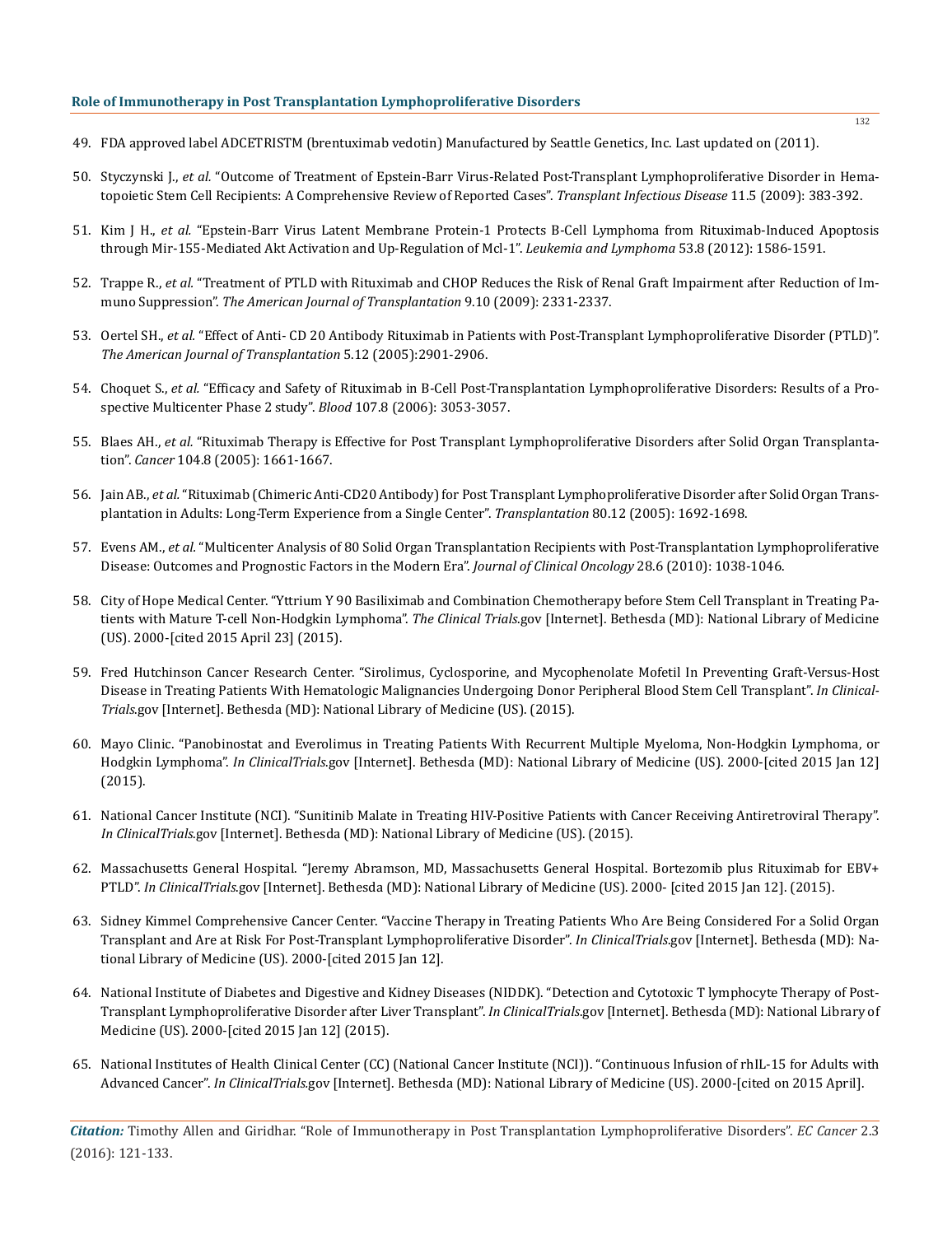49. FDA approved label ADCETRISTM (brentuximab vedotin) Manufactured by Seattle Genetics, Inc. Last updated on (2011).

50. Styczynski J., *et al.* "Outcome of Treatment of Epstein-Barr Virus-Related Post-Transplant Lymphoproliferative Disorder in Hematopoietic Stem Cell Recipients: A Comprehensive Review of Reported Cases". *Transplant Infectious Disease* 11.5 (2009): 383-392.

51. Kim J H., *et al.* "Epstein-Barr Virus Latent Membrane Protein-1 Protects B-Cell Lymphoma from Rituximab-Induced Apoptosis through Mir-155-Mediated Akt Activation and Up-Regulation of Mcl-1". *Leukemia and Lymphoma* 53.8 (2012): 1586-1591.

52. Trappe R., *et al.* "Treatment of PTLD with Rituximab and CHOP Reduces the Risk of Renal Graft Impairment after Reduction of Immuno Suppression". *The American Journal of Transplantation* 9.10 (2009): 2331-2337.

53. Oertel SH., *et al.* "Effect of Anti- CD 20 Antibody Rituximab in Patients with Post-Transplant Lymphoproliferative Disorder (PTLD)". *The American Journal of Transplantation* 5.12 (2005):2901-2906.

54. Choquet S., *et al.* "Efficacy and Safety of Rituximab in B-Cell Post-Transplantation Lymphoproliferative Disorders: Results of a Prospective Multicenter Phase 2 study". *Blood* 107.8 (2006): 3053-3057.

55. Blaes AH., *et al.* "Rituximab Therapy is Effective for Post Transplant Lymphoproliferative Disorders after Solid Organ Transplantation". *Cancer* 104.8 (2005): 1661-1667.

56. Jain AB., *et al.* "Rituximab (Chimeric Anti-CD20 Antibody) for Post Transplant Lymphoproliferative Disorder after Solid Organ Transplantation in Adults: Long-Term Experience from a Single Center". *Transplantation* 80.12 (2005): 1692-1698.

57. Evens AM., *et al*. "Multicenter Analysis of 80 Solid Organ Transplantation Recipients with Post-Transplantation Lymphoproliferative Disease: Outcomes and Prognostic Factors in the Modern Era". *Journal of Clinical Oncology* 28.6 (2010): 1038-1046.

58. City of Hope Medical Center. "Yttrium Y 90 Basiliximab and Combination Chemotherapy before Stem Cell Transplant in Treating Patients with Mature T-cell Non-Hodgkin Lymphoma". *The Clinical Trials*.gov [Internet]. Bethesda (MD): National Library of Medicine (US). 2000-[cited 2015 April 23] (2015).

59. Fred Hutchinson Cancer Research Center. "Sirolimus, Cyclosporine, and Mycophenolate Mofetil In Preventing Graft-Versus-Host Disease in Treating Patients With Hematologic Malignancies Undergoing Donor Peripheral Blood Stem Cell Transplant". *In ClinicalTrials*.gov [Internet]. Bethesda (MD): National Library of Medicine (US). (2015).

60. Mayo Clinic. "Panobinostat and Everolimus in Treating Patients With Recurrent Multiple Myeloma, Non-Hodgkin Lymphoma, or Hodgkin Lymphoma". *In ClinicalTrials*.gov [Internet]. Bethesda (MD): National Library of Medicine (US). 2000-[cited 2015 Jan 12] (2015).

61. National Cancer Institute (NCI). "Sunitinib Malate in Treating HIV-Positive Patients with Cancer Receiving Antiretroviral Therapy". *In ClinicalTrials*.gov [Internet]. Bethesda (MD): National Library of Medicine (US). (2015).

62. Massachusetts General Hospital. "Jeremy Abramson, MD, Massachusetts General Hospital. Bortezomib plus Rituximab for EBV+ PTLD". *In ClinicalTrials*.gov [Internet]. Bethesda (MD): National Library of Medicine (US). 2000- [cited 2015 Jan 12]. (2015).

63. Sidney Kimmel Comprehensive Cancer Center. "Vaccine Therapy in Treating Patients Who Are Being Considered For a Solid Organ Transplant and Are at Risk For Post-Transplant Lymphoproliferative Disorder". *In ClinicalTrials*.gov [Internet]. Bethesda (MD): National Library of Medicine (US). 2000-[cited 2015 Jan 12].

64. National Institute of Diabetes and Digestive and Kidney Diseases (NIDDK). "Detection and Cytotoxic T lymphocyte Therapy of Post-Transplant Lymphoproliferative Disorder after Liver Transplant". *In ClinicalTrials*.gov [Internet]. Bethesda (MD): National Library of Medicine (US). 2000-[cited 2015 Jan 12] (2015).

65. National Institutes of Health Clinical Center (CC) (National Cancer Institute (NCI)). "Continuous Infusion of rhIL-15 for Adults with Advanced Cancer". *In ClinicalTrials*.gov [Internet]. Bethesda (MD): National Library of Medicine (US). 2000-[cited on 2015 April].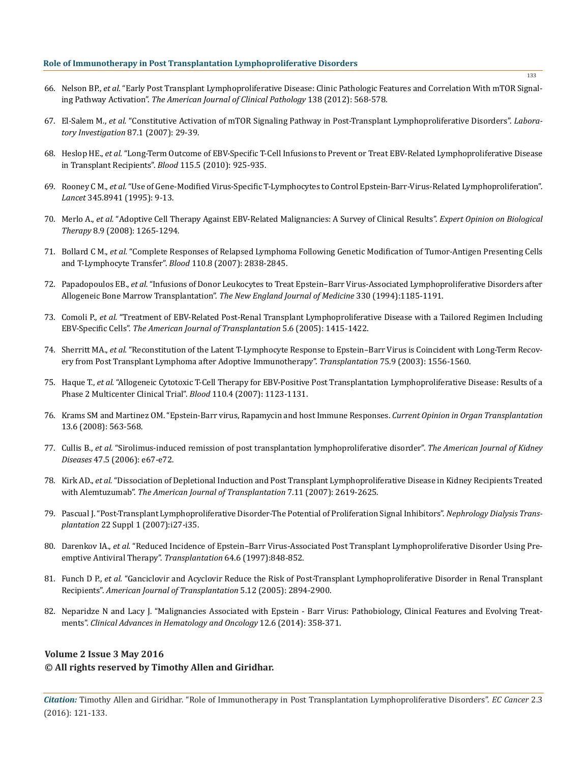66. Nelson BP., *et al.* "Early Post Transplant Lymphoproliferative Disease: Clinic Pathologic Features and Correlation With mTOR Signaling Pathway Activation". *The American Journal of Clinical Pathology* 138 (2012): 568-578.

67. El-Salem M., *et al.* "Constitutive Activation of mTOR Signaling Pathway in Post-Transplant Lymphoproliferative Disorders". *Laboratory Investigation* 87.1 (2007): 29-39.

68. Heslop HE., *et al.* "Long-Term Outcome of EBV-Specific T-Cell Infusions to Prevent or Treat EBV-Related Lymphoproliferative Disease in Transplant Recipients". *Blood* 115.5 (2010): 925-935.

69. Rooney C M., *et al.* "Use of Gene-Modified Virus-Specific T-Lymphocytes to Control Epstein-Barr-Virus-Related Lymphoproliferation". *Lancet* 345.8941 (1995): 9-13.

70. Merlo A., *et al.* "Adoptive Cell Therapy Against EBV-Related Malignancies: A Survey of Clinical Results". *Expert Opinion on Biological Therapy* 8.9 (2008): 1265-1294.

71. Bollard C M., *et al.* "Complete Responses of Relapsed Lymphoma Following Genetic Modification of Tumor-Antigen Presenting Cells and T-Lymphocyte Transfer". *Blood* 110.8 (2007): 2838-2845.

72. Papadopoulos EB., *et al.* "Infusions of Donor Leukocytes to Treat Epstein–Barr Virus-Associated Lymphoproliferative Disorders after Allogeneic Bone Marrow Transplantation". *The New England Journal of Medicine* 330 (1994):1185-1191.

73. Comoli P., *et al.* "Treatment of EBV-Related Post-Renal Transplant Lymphoproliferative Disease with a Tailored Regimen Including EBV-Specific Cells". *The American Journal of Transplantation* 5.6 (2005): 1415-1422.

74. Sherritt MA., *et al.* "Reconstitution of the Latent T-Lymphocyte Response to Epstein–Barr Virus is Coincident with Long-Term Recovery from Post Transplant Lymphoma after Adoptive Immunotherapy". *Transplantation* 75.9 (2003): 1556-1560.

75. Haque T., *et al.* "Allogeneic Cytotoxic T-Cell Therapy for EBV-Positive Post Transplantation Lymphoproliferative Disease: Results of a Phase 2 Multicenter Clinical Trial". *Blood* 110.4 (2007): 1123-1131.

76. Krams SM and Martinez OM. "Epstein-Barr virus, Rapamycin and host Immune Responses. *Current Opinion in Organ Transplantation* 13.6 (2008): 563-568.

77. Cullis B., *et al.* "Sirolimus-induced remission of post transplantation lymphoproliferative disorder". *The American Journal of Kidney Diseases* 47.5 (2006): e67-e72.

78. Kirk AD., *et al.* "Dissociation of Depletional Induction and Post Transplant Lymphoproliferative Disease in Kidney Recipients Treated with Alemtuzumab". *The American Journal of Transplantation* 7.11 (2007): 2619-2625.

79. Pascual J. "Post-Transplant Lymphoproliferative Disorder-The Potential of Proliferation Signal Inhibitors". *Nephrology Dialysis Transplantation* 22 Suppl 1 (2007):i27-i35.

80. Darenkov IA., *et al.* "Reduced Incidence of Epstein–Barr Virus-Associated Post Transplant Lymphoproliferative Disorder Using Preemptive Antiviral Therapy". *Transplantation* 64.6 (1997):848-852.

81. Funch D P., *et al.* "Ganciclovir and Acyclovir Reduce the Risk of Post-Transplant Lymphoproliferative Disorder in Renal Transplant Recipients". *American Journal of Transplantation* 5.12 (2005): 2894-2900.

82. Neparidze N and Lacy J. "Malignancies Associated with Epstein - Barr Virus: Pathobiology, Clinical Features and Evolving Treatments". *Clinical Advances in Hematology and Oncology* 12.6 (2014): 358-371.

**Volume 2 Issue 3 May 2016**
**© All rights reserved by Timothy Allen and Giridhar.**